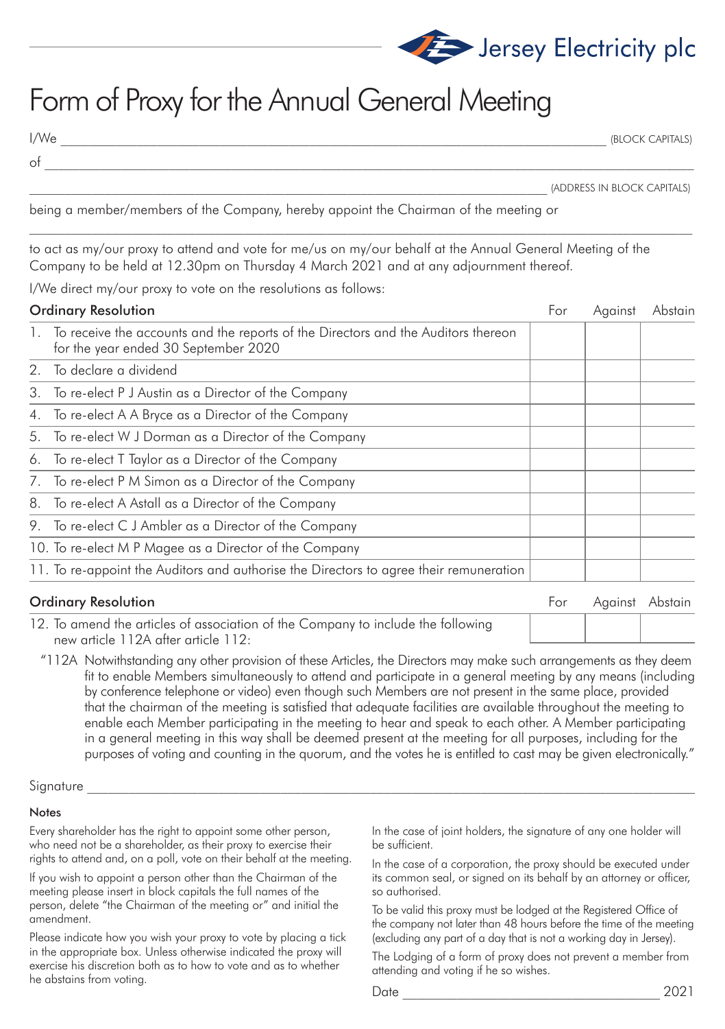Jersey Electricity plc

# Form of Proxy for the Annual General Meeting

I/We ______________________________________________ (BLOCK CAPITALS)

of ______________________________________________

______________________________________________ (ADDRESS IN BLOCK CAPITALS)

being a member/members of the Company, hereby appoint the Chairman of the meeting or

______________________________________________

to act as my/our proxy to attend and vote for me/us on my/our behalf at the Annual General Meeting of the Company to be held at 12.30pm on Thursday 4 March 2021 and at any adjournment thereof.

I/We direct my/our proxy to vote on the resolutions as follows:

| Ordinary Resolution | For | Against | Abstain |
|---|---|---|---|
| 1. To receive the accounts and the reports of the Directors and the Auditors thereon for the year ended 30 September 2020 | | | |
| 2. To declare a dividend | | | |
| 3. To re-elect P J Austin as a Director of the Company | | | |
| 4. To re-elect A A Bryce as a Director of the Company | | | |
| 5. To re-elect W J Dorman as a Director of the Company | | | |
| 6. To re-elect T Taylor as a Director of the Company | | | |
| 7. To re-elect P M Simon as a Director of the Company | | | |
| 8. To re-elect A Astall as a Director of the Company | | | |
| 9. To re-elect C J Ambler as a Director of the Company | | | |
| 10. To re-elect M P Magee as a Director of the Company | | | |
| 11. To re-appoint the Auditors and authorise the Directors to agree their remuneration | | | |

| Ordinary Resolution | For | Against | Abstain |
|---|---|---|---|
| 12. To amend the articles of association of the Company to include the following new article 112A after article 112: | | | |

"112A Notwithstanding any other provision of these Articles, the Directors may make such arrangements as they deem fit to enable Members simultaneously to attend and participate in a general meeting by any means (including by conference telephone or video) even though such Members are not present in the same place, provided that the chairman of the meeting is satisfied that adequate facilities are available throughout the meeting to enable each Member participating in the meeting to hear and speak to each other. A Member participating in a general meeting in this way shall be deemed present at the meeting for all purposes, including for the purposes of voting and counting in the quorum, and the votes he is entitled to cast may be given electronically."

Signature ______________________________________________

**Notes**

Every shareholder has the right to appoint some other person, who need not be a shareholder, as their proxy to exercise their rights to attend and, on a poll, vote on their behalf at the meeting.

If you wish to appoint a person other than the Chairman of the meeting please insert in block capitals the full names of the person, delete "the Chairman of the meeting or" and initial the amendment.

Please indicate how you wish your proxy to vote by placing a tick in the appropriate box. Unless otherwise indicated the proxy will exercise his discretion both as to how to vote and as to whether he abstains from voting.

In the case of joint holders, the signature of any one holder will be sufficient.

In the case of a corporation, the proxy should be executed under its common seal, or signed on its behalf by an attorney or officer, so authorised.

To be valid this proxy must be lodged at the Registered Office of the company not later than 48 hours before the time of the meeting (excluding any part of a day that is not a working day in Jersey).

The Lodging of a form of proxy does not prevent a member from attending and voting if he so wishes.

Date ______________________________ 2021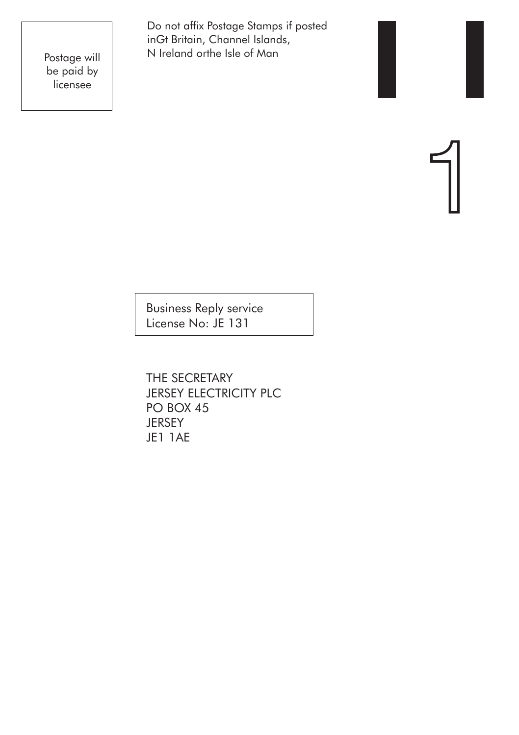Postage will be paid by licensee

Do not affix Postage Stamps if posted inGt Britain, Channel Islands, N Ireland orthe Isle of Man

1

Business Reply service
License No: JE 131

THE SECRETARY
JERSEY ELECTRICITY PLC
PO BOX 45
JERSEY
JE1 1AE